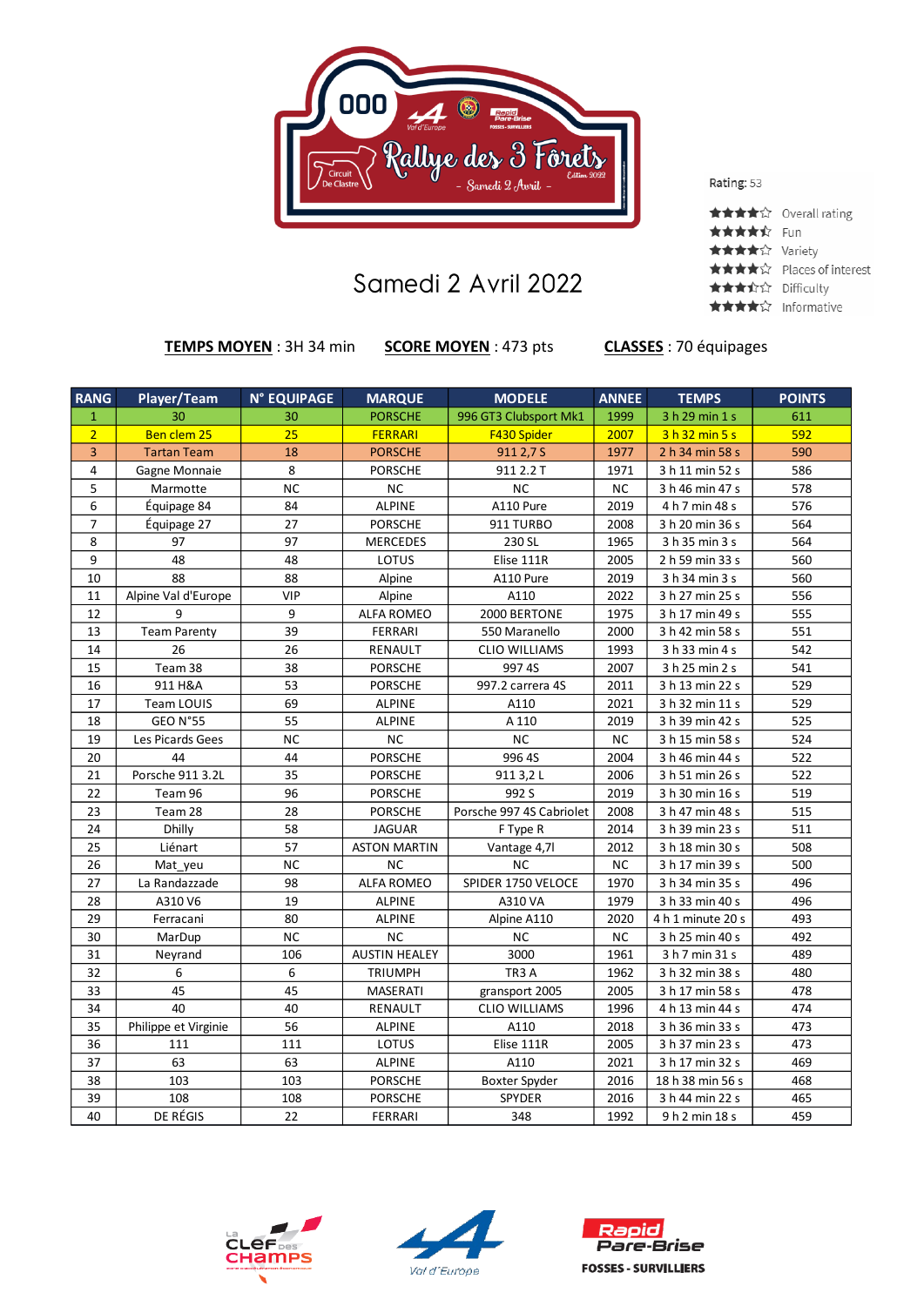Rallye des 3 Forêts – Samedi 2 Avril – Édition 2022

Rating: 53

- ★★★★☆ Overall rating
- ★★★★½ Fun
- ★★★★☆ Variety
- ★★★★☆ Places of interest
- ★★★½☆ Difficulty
- ★★★★☆ Informative

# Samedi 2 Avril 2022

**TEMPS MOYEN** : 3H 34 min **SCORE MOYEN** : 473 pts **CLASSES** : 70 équipages

| RANG | Player/Team | N° EQUIPAGE | MARQUE | MODELE | ANNEE | TEMPS | POINTS |
|---|---|---|---|---|---|---|---|
| 1 | 30 | 30 | PORSCHE | 996 GT3 Clubsport Mk1 | 1999 | 3 h 29 min 1 s | 611 |
| 2 | Ben clem 25 | 25 | FERRARI | F430 Spider | 2007 | 3 h 32 min 5 s | 592 |
| 3 | Tartan Team | 18 | PORSCHE | 911 2,7 S | 1977 | 2 h 34 min 58 s | 590 |
| 4 | Gagne Monnaie | 8 | PORSCHE | 911 2.2 T | 1971 | 3 h 11 min 52 s | 586 |
| 5 | Marmotte | NC | NC | NC | NC | 3 h 46 min 47 s | 578 |
| 6 | Équipage 84 | 84 | ALPINE | A110 Pure | 2019 | 4 h 7 min 48 s | 576 |
| 7 | Équipage 27 | 27 | PORSCHE | 911 TURBO | 2008 | 3 h 20 min 36 s | 564 |
| 8 | 97 | 97 | MERCEDES | 230 SL | 1965 | 3 h 35 min 3 s | 564 |
| 9 | 48 | 48 | LOTUS | Elise 111R | 2005 | 2 h 59 min 33 s | 560 |
| 10 | 88 | 88 | Alpine | A110 Pure | 2019 | 3 h 34 min 3 s | 560 |
| 11 | Alpine Val d'Europe | VIP | Alpine | A110 | 2022 | 3 h 27 min 25 s | 556 |
| 12 | 9 | 9 | ALFA ROMEO | 2000 BERTONE | 1975 | 3 h 17 min 49 s | 555 |
| 13 | Team Parenty | 39 | FERRARI | 550 Maranello | 2000 | 3 h 42 min 58 s | 551 |
| 14 | 26 | 26 | RENAULT | CLIO WILLIAMS | 1993 | 3 h 33 min 4 s | 542 |
| 15 | Team 38 | 38 | PORSCHE | 997 4S | 2007 | 3 h 25 min 2 s | 541 |
| 16 | 911 H&A | 53 | PORSCHE | 997.2 carrera 4S | 2011 | 3 h 13 min 22 s | 529 |
| 17 | Team LOUIS | 69 | ALPINE | A110 | 2021 | 3 h 32 min 11 s | 529 |
| 18 | GEO N°55 | 55 | ALPINE | A 110 | 2019 | 3 h 39 min 42 s | 525 |
| 19 | Les Picards Gees | NC | NC | NC | NC | 3 h 15 min 58 s | 524 |
| 20 | 44 | 44 | PORSCHE | 996 4S | 2004 | 3 h 46 min 44 s | 522 |
| 21 | Porsche 911 3.2L | 35 | PORSCHE | 911 3,2 L | 2006 | 3 h 51 min 26 s | 522 |
| 22 | Team 96 | 96 | PORSCHE | 992 S | 2019 | 3 h 30 min 16 s | 519 |
| 23 | Team 28 | 28 | PORSCHE | Porsche 997 4S Cabriolet | 2008 | 3 h 47 min 48 s | 515 |
| 24 | Dhilly | 58 | JAGUAR | F Type R | 2014 | 3 h 39 min 23 s | 511 |
| 25 | Liénart | 57 | ASTON MARTIN | Vantage 4,7l | 2012 | 3 h 18 min 30 s | 508 |
| 26 | Mat_yeu | NC | NC | NC | NC | 3 h 17 min 39 s | 500 |
| 27 | La Randazzade | 98 | ALFA ROMEO | SPIDER 1750 VELOCE | 1970 | 3 h 34 min 35 s | 496 |
| 28 | A310 V6 | 19 | ALPINE | A310 VA | 1979 | 3 h 33 min 40 s | 496 |
| 29 | Ferracani | 80 | ALPINE | Alpine A110 | 2020 | 4 h 1 minute 20 s | 493 |
| 30 | MarDup | NC | NC | NC | NC | 3 h 25 min 40 s | 492 |
| 31 | Neyrand | 106 | AUSTIN HEALEY | 3000 | 1961 | 3 h 7 min 31 s | 489 |
| 32 | 6 | 6 | TRIUMPH | TR3 A | 1962 | 3 h 32 min 38 s | 480 |
| 33 | 45 | 45 | MASERATI | gransport 2005 | 2005 | 3 h 17 min 58 s | 478 |
| 34 | 40 | 40 | RENAULT | CLIO WILLIAMS | 1996 | 4 h 13 min 44 s | 474 |
| 35 | Philippe et Virginie | 56 | ALPINE | A110 | 2018 | 3 h 36 min 33 s | 473 |
| 36 | 111 | 111 | LOTUS | Elise 111R | 2005 | 3 h 37 min 23 s | 473 |
| 37 | 63 | 63 | ALPINE | A110 | 2021 | 3 h 17 min 32 s | 469 |
| 38 | 103 | 103 | PORSCHE | Boxter Spyder | 2016 | 18 h 38 min 56 s | 468 |
| 39 | 108 | 108 | PORSCHE | SPYDER | 2016 | 3 h 44 min 22 s | 465 |
| 40 | DE RÉGIS | 22 | FERRARI | 348 | 1992 | 9 h 2 min 18 s | 459 |

La Clef des Champs — Alpine Val d'Europe — Rapid Pare-Brise FOSSES - SURVILLIERS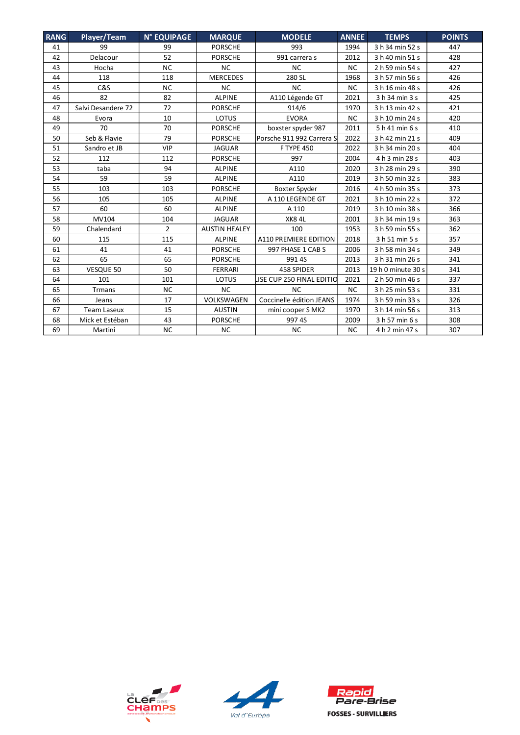| RANG | Player/Team | N° EQUIPAGE | MARQUE | MODELE | ANNEE | TEMPS | POINTS |
|---|---|---|---|---|---|---|---|
| 41 | 99 | 99 | PORSCHE | 993 | 1994 | 3 h 34 min 52 s | 447 |
| 42 | Delacour | 52 | PORSCHE | 991 carrera s | 2012 | 3 h 40 min 51 s | 428 |
| 43 | Hocha | NC | NC | NC | NC | 2 h 59 min 54 s | 427 |
| 44 | 118 | 118 | MERCEDES | 280 SL | 1968 | 3 h 57 min 56 s | 426 |
| 45 | C&S | NC | NC | NC | NC | 3 h 16 min 48 s | 426 |
| 46 | 82 | 82 | ALPINE | A110 Légende GT | 2021 | 3 h 34 min 3 s | 425 |
| 47 | Salvi Desandere 72 | 72 | PORSCHE | 914/6 | 1970 | 3 h 13 min 42 s | 421 |
| 48 | Evora | 10 | LOTUS | EVORA | NC | 3 h 10 min 24 s | 420 |
| 49 | 70 | 70 | PORSCHE | boxster spyder 987 | 2011 | 5 h 41 min 6 s | 410 |
| 50 | Seb & Flavie | 79 | PORSCHE | Porsche 911 992 Carrera S | 2022 | 3 h 42 min 21 s | 409 |
| 51 | Sandro et JB | VIP | JAGUAR | F TYPE 450 | 2022 | 3 h 34 min 20 s | 404 |
| 52 | 112 | 112 | PORSCHE | 997 | 2004 | 4 h 3 min 28 s | 403 |
| 53 | taba | 94 | ALPINE | A110 | 2020 | 3 h 28 min 29 s | 390 |
| 54 | 59 | 59 | ALPINE | A110 | 2019 | 3 h 50 min 32 s | 383 |
| 55 | 103 | 103 | PORSCHE | Boxter Spyder | 2016 | 4 h 50 min 35 s | 373 |
| 56 | 105 | 105 | ALPINE | A 110 LEGENDE GT | 2021 | 3 h 10 min 22 s | 372 |
| 57 | 60 | 60 | ALPINE | A 110 | 2019 | 3 h 10 min 38 s | 366 |
| 58 | MV104 | 104 | JAGUAR | XK8 4L | 2001 | 3 h 34 min 19 s | 363 |
| 59 | Chalendard | 2 | AUSTIN HEALEY | 100 | 1953 | 3 h 59 min 55 s | 362 |
| 60 | 115 | 115 | ALPINE | A110 PREMIERE EDITION | 2018 | 3 h 51 min 5 s | 357 |
| 61 | 41 | 41 | PORSCHE | 997 PHASE 1 CAB S | 2006 | 3 h 58 min 34 s | 349 |
| 62 | 65 | 65 | PORSCHE | 991 4S | 2013 | 3 h 31 min 26 s | 341 |
| 63 | VESQUE 50 | 50 | FERRARI | 458 SPIDER | 2013 | 19 h 0 minute 30 s | 341 |
| 64 | 101 | 101 | LOTUS | ISE CUP 250 FINAL EDITIO | 2021 | 2 h 50 min 46 s | 337 |
| 65 | Trmans | NC | NC | NC | NC | 3 h 25 min 53 s | 331 |
| 66 | Jeans | 17 | VOLKSWAGEN | Coccinelle édition JEANS | 1974 | 3 h 59 min 33 s | 326 |
| 67 | Team Laseux | 15 | AUSTIN | mini cooper S MK2 | 1970 | 3 h 14 min 56 s | 313 |
| 68 | Mick et Estéban | 43 | PORSCHE | 997 4S | 2009 | 3 h 57 min 6 s | 308 |
| 69 | Martini | NC | NC | NC | NC | 4 h 2 min 47 s | 307 |

La Clef des Champs

Val d'Europe

Rapid Pare-Brise
FOSSES - SURVILLIERS